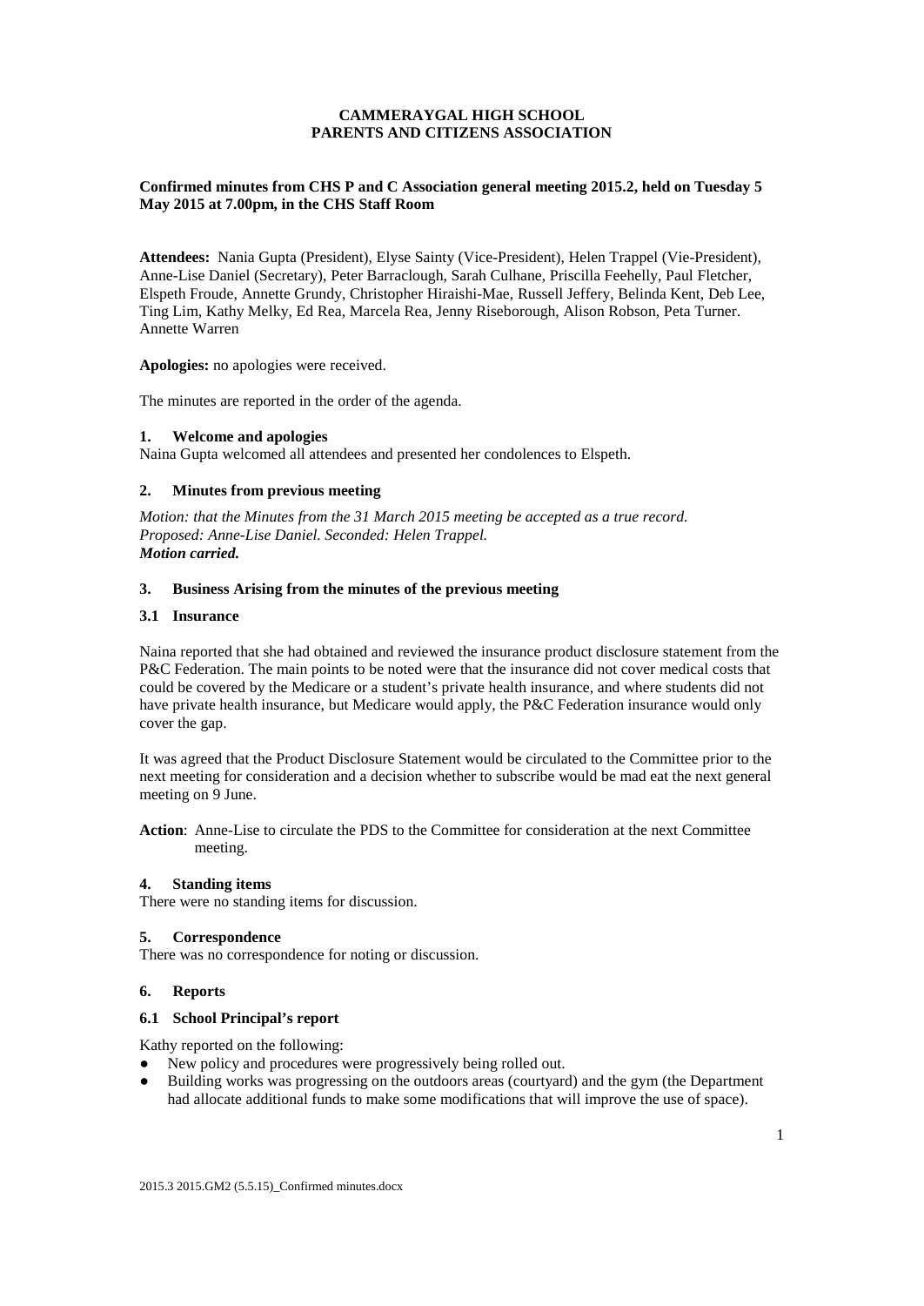**CAMMERAYGAL HIGH SCHOOL**
**PARENTS AND CITIZENS ASSOCIATION**

**Confirmed minutes from CHS P and C Association general meeting 2015.2, held on Tuesday 5 May 2015 at 7.00pm, in the CHS Staff Room**

**Attendees:** Nania Gupta (President), Elyse Sainty (Vice-President), Helen Trappel (Vie-President), Anne-Lise Daniel (Secretary), Peter Barraclough, Sarah Culhane, Priscilla Feehelly, Paul Fletcher, Elspeth Froude, Annette Grundy, Christopher Hiraishi-Mae, Russell Jeffery, Belinda Kent, Deb Lee, Ting Lim, Kathy Melky, Ed Rea, Marcela Rea, Jenny Riseborough, Alison Robson, Peta Turner. Annette Warren

**Apologies:** no apologies were received.

The minutes are reported in the order of the agenda.

## 1. Welcome and apologies

Naina Gupta welcomed all attendees and presented her condolences to Elspeth.

## 2. Minutes from previous meeting

*Motion: that the Minutes from the 31 March 2015 meeting be accepted as a true record.*
*Proposed: Anne-Lise Daniel. Seconded: Helen Trappel.*
***Motion carried.***

## 3. Business Arising from the minutes of the previous meeting

### 3.1 Insurance

Naina reported that she had obtained and reviewed the insurance product disclosure statement from the P&C Federation. The main points to be noted were that the insurance did not cover medical costs that could be covered by the Medicare or a student's private health insurance, and where students did not have private health insurance, but Medicare would apply, the P&C Federation insurance would only cover the gap.

It was agreed that the Product Disclosure Statement would be circulated to the Committee prior to the next meeting for consideration and a decision whether to subscribe would be mad eat the next general meeting on 9 June.

**Action**: Anne-Lise to circulate the PDS to the Committee for consideration at the next Committee meeting.

## 4. Standing items

There were no standing items for discussion.

## 5. Correspondence

There was no correspondence for noting or discussion.

## 6. Reports

### 6.1 School Principal's report

Kathy reported on the following:

- New policy and procedures were progressively being rolled out.
- Building works was progressing on the outdoors areas (courtyard) and the gym (the Department had allocate additional funds to make some modifications that will improve the use of space).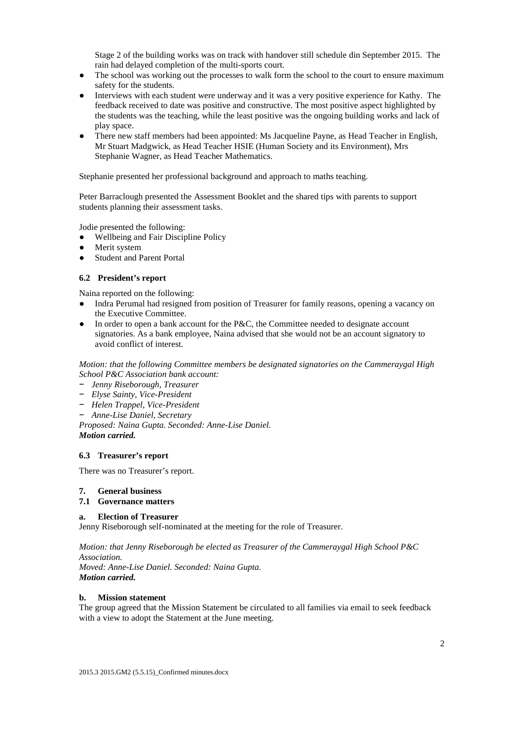Stage 2 of the building works was on track with handover still schedule din September 2015. The rain had delayed completion of the multi-sports court.

- The school was working out the processes to walk form the school to the court to ensure maximum safety for the students.
- Interviews with each student were underway and it was a very positive experience for Kathy. The feedback received to date was positive and constructive. The most positive aspect highlighted by the students was the teaching, while the least positive was the ongoing building works and lack of play space.
- There new staff members had been appointed: Ms Jacqueline Payne, as Head Teacher in English, Mr Stuart Madgwick, as Head Teacher HSIE (Human Society and its Environment), Mrs Stephanie Wagner, as Head Teacher Mathematics.

Stephanie presented her professional background and approach to maths teaching.

Peter Barraclough presented the Assessment Booklet and the shared tips with parents to support students planning their assessment tasks.

Jodie presented the following:

- Wellbeing and Fair Discipline Policy
- Merit system
- Student and Parent Portal

### 6.2 President's report

Naina reported on the following:

- Indra Perumal had resigned from position of Treasurer for family reasons, opening a vacancy on the Executive Committee.
- In order to open a bank account for the P&C, the Committee needed to designate account signatories. As a bank employee, Naina advised that she would not be an account signatory to avoid conflict of interest.

*Motion: that the following Committee members be designated signatories on the Cammeraygal High School P&C Association bank account:*

- *Jenny Riseborough, Treasurer*
- *Elyse Sainty, Vice-President*
- *Helen Trappel, Vice-President*
- *Anne-Lise Daniel, Secretary*

*Proposed: Naina Gupta. Seconded: Anne-Lise Daniel.*
***Motion carried.***

### 6.3 Treasurer's report

There was no Treasurer's report.

## 7. General business

### 7.1 Governance matters

#### a. Election of Treasurer

Jenny Riseborough self-nominated at the meeting for the role of Treasurer.

*Motion: that Jenny Riseborough be elected as Treasurer of the Cammeraygal High School P&C Association.*
*Moved: Anne-Lise Daniel. Seconded: Naina Gupta.*
***Motion carried.***

#### b. Mission statement

The group agreed that the Mission Statement be circulated to all families via email to seek feedback with a view to adopt the Statement at the June meeting.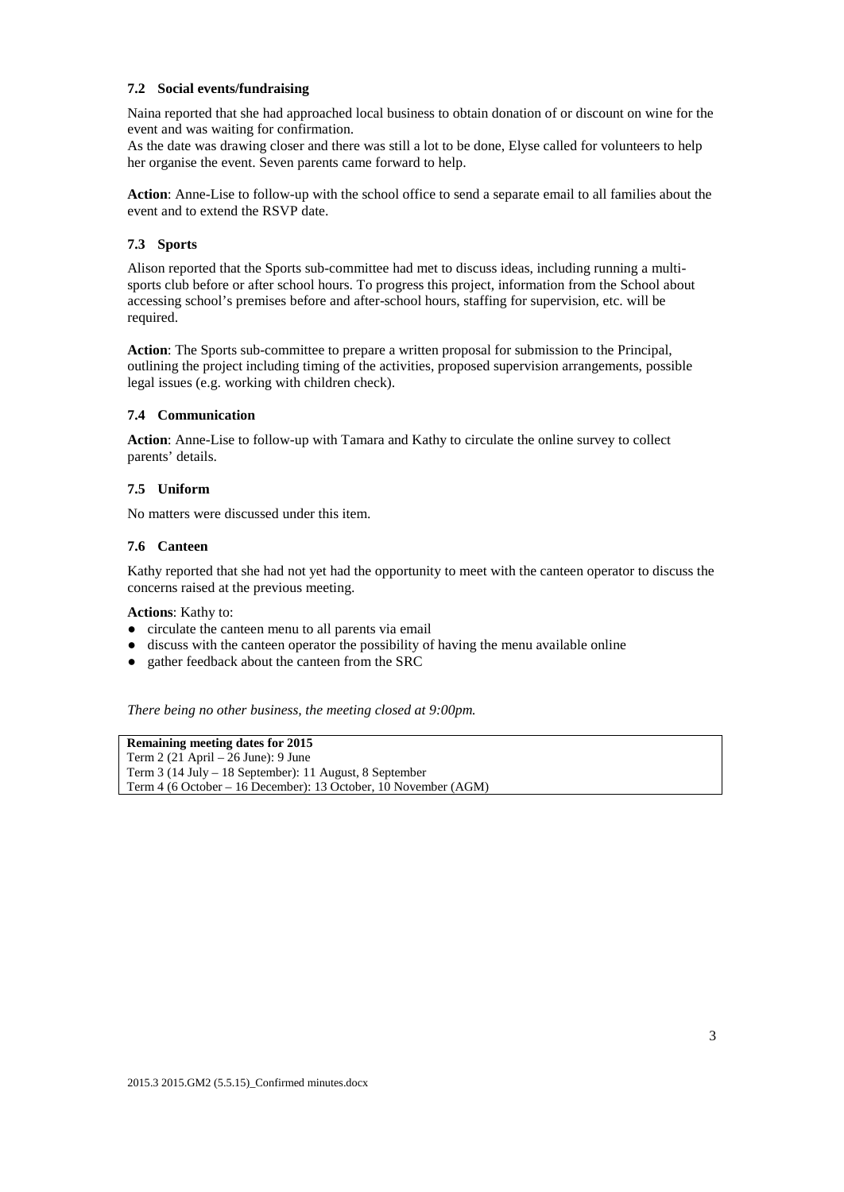### 7.2 Social events/fundraising

Naina reported that she had approached local business to obtain donation of or discount on wine for the event and was waiting for confirmation.
As the date was drawing closer and there was still a lot to be done, Elyse called for volunteers to help her organise the event. Seven parents came forward to help.

**Action**: Anne-Lise to follow-up with the school office to send a separate email to all families about the event and to extend the RSVP date.

### 7.3 Sports

Alison reported that the Sports sub-committee had met to discuss ideas, including running a multi-sports club before or after school hours. To progress this project, information from the School about accessing school's premises before and after-school hours, staffing for supervision, etc. will be required.

**Action**: The Sports sub-committee to prepare a written proposal for submission to the Principal, outlining the project including timing of the activities, proposed supervision arrangements, possible legal issues (e.g. working with children check).

### 7.4 Communication

**Action**: Anne-Lise to follow-up with Tamara and Kathy to circulate the online survey to collect parents' details.

### 7.5 Uniform

No matters were discussed under this item.

### 7.6 Canteen

Kathy reported that she had not yet had the opportunity to meet with the canteen operator to discuss the concerns raised at the previous meeting.

**Actions**: Kathy to:

- circulate the canteen menu to all parents via email
- discuss with the canteen operator the possibility of having the menu available online
- gather feedback about the canteen from the SRC

*There being no other business, the meeting closed at 9:00pm.*

**Remaining meeting dates for 2015**
Term 2 (21 April – 26 June): 9 June
Term 3 (14 July – 18 September): 11 August, 8 September
Term 4 (6 October – 16 December): 13 October, 10 November (AGM)